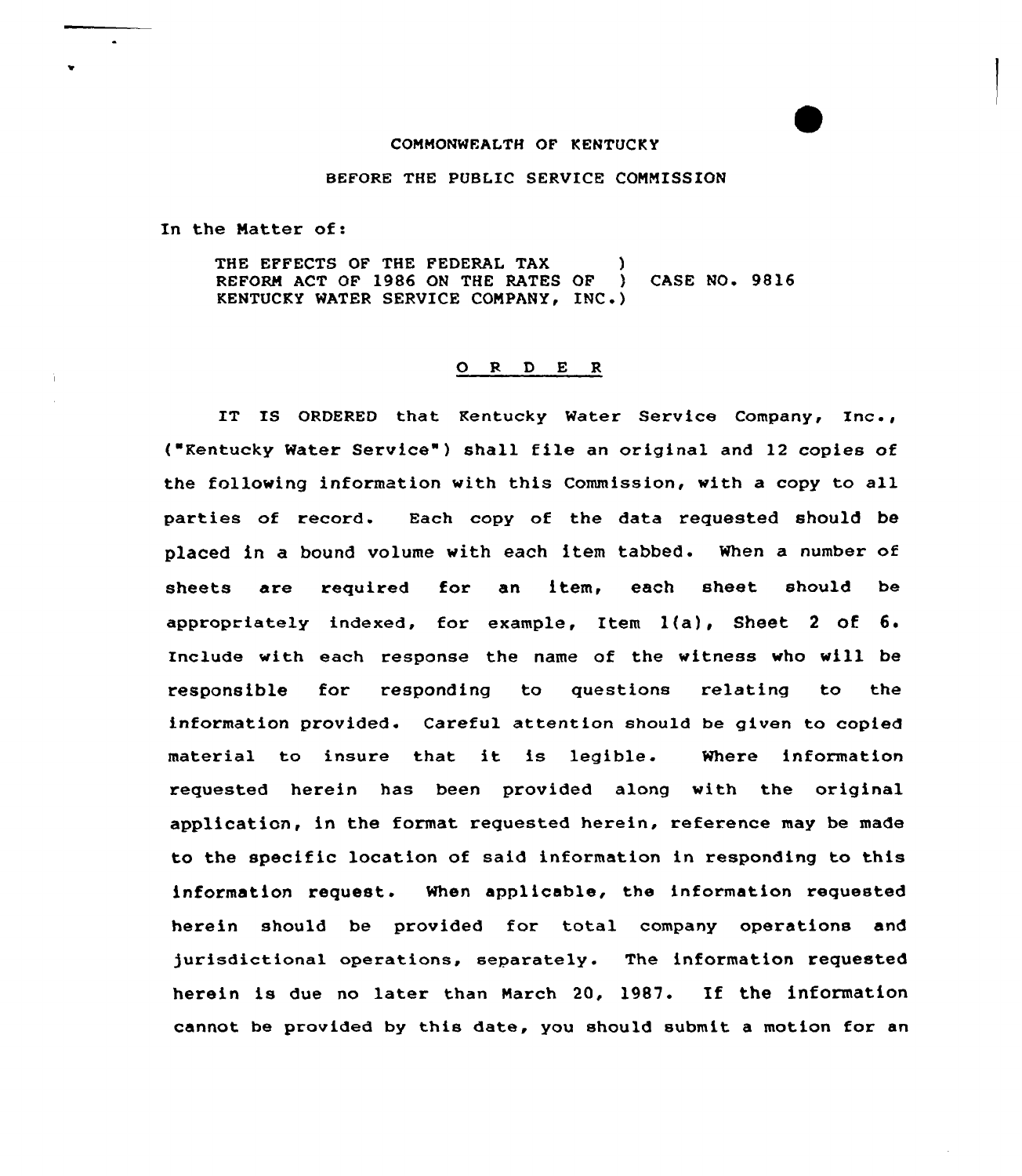COMMONWEALTH OF KENTUCKY

BEFORE THE PUBLIC SERVICE COMMISSION

In the Matter of:

THE EFFECTS OF THE FEDERAL TAX )
REFORM ACT OF 1986 ON THE RATES OF ) CASE NO. 9816
KENTUCKY WATER SERVICE COMPANY, INC.)

# O R D E R

IT IS ORDERED that Kentucky Water Service Company, Inc., ("Kentucky Water Service") shall file an original and 12 copies of the following information with this Commission, with a copy to all parties of record. Each copy of the data requested should be placed in a bound volume with each item tabbed. When a number of sheets are required for an item, each sheet should be appropriately indexed, for example, Item 1(a), Sheet 2 of 6. Include with each response the name of the witness who will be responsible for responding to questions relating to the information provided. Careful attention should be given to copied material to insure that it is legible. Where information requested herein has been provided along with the original application, in the format requested herein, reference may be made to the specific location of said information in responding to this information request. When applicable, the information requested herein should be provided for total company operations and jurisdictional operations, separately. The information requested herein is due no later than March 20, 1987. If the information cannot be provided by this date, you should submit a motion for an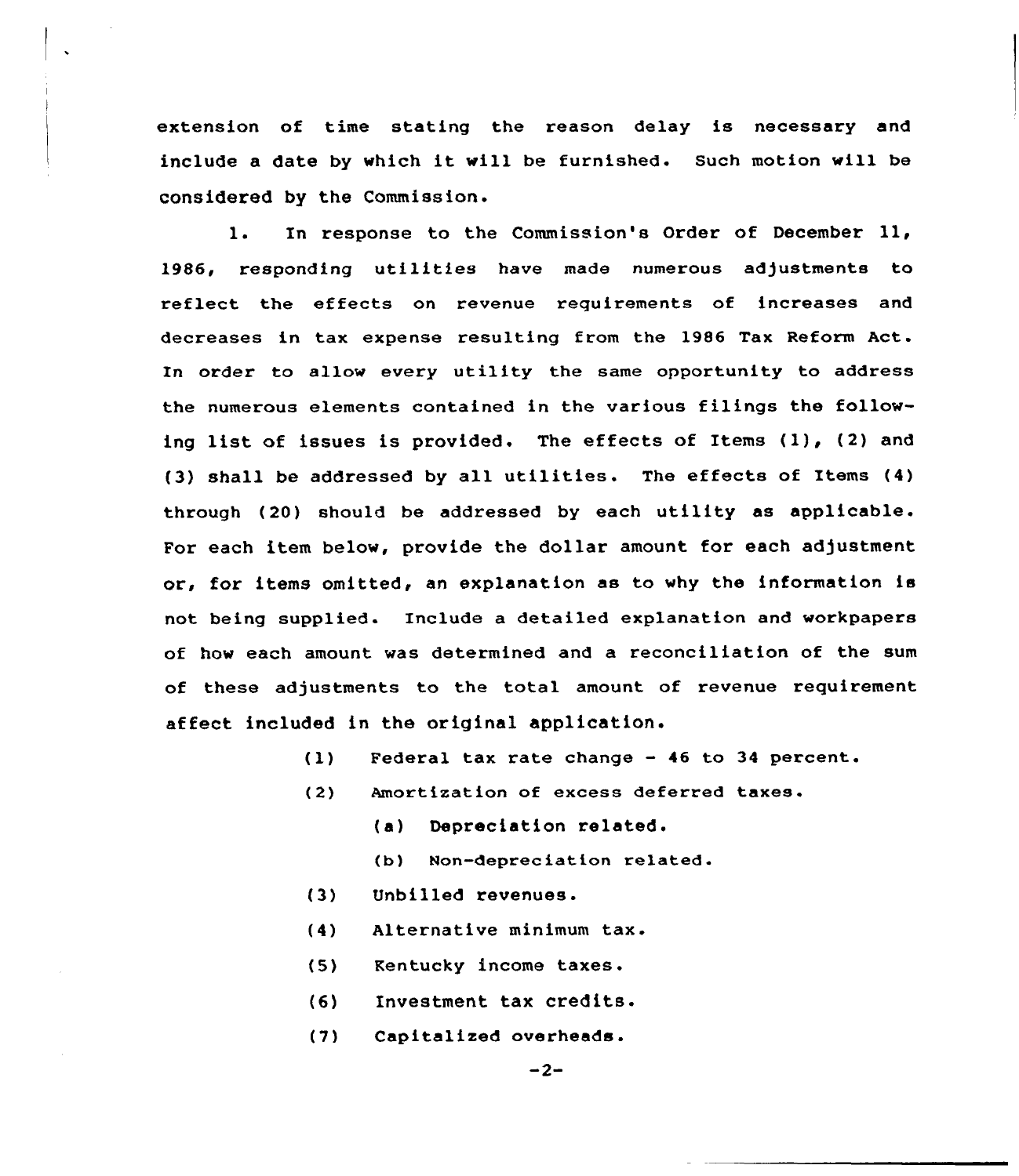extension of time stating the reason delay is necessary and include a date by which it will be furnished. Such motion will be considered by the Commission.

1. In response to the Commission's Order of December 11, 1986, responding utilities have made numerous adjustments to reflect the effects on revenue requirements of increases and decreases in tax expense resulting from the 1986 Tax Reform Act. In order to allow every utility the same opportunity to address the numerous elements contained in the various filings the following list of issues is provided. The effects of Items (1), (2) and (3) shall be addressed by all utilities. The effects of Items (4) through (20) should be addressed by each utility as applicable. For each item below, provide the dollar amount for each adjustment or, for items omitted, an explanation as to why the information is not being supplied. Include a detailed explanation and workpapers of how each amount was determined and a reconciliation of the sum of these adjustments to the total amount of revenue requirement affect included in the original application.

(1) Federal tax rate change - 46 to 34 percent.

(2) Amortization of excess deferred taxes.

(a) Depreciation related.

(b) Non-depreciation related.

(3) Unbilled revenues.

(4) Alternative minimum tax.

(5) Kentucky income taxes.

(6) Investment tax credits.

(7) Capitalized overheads.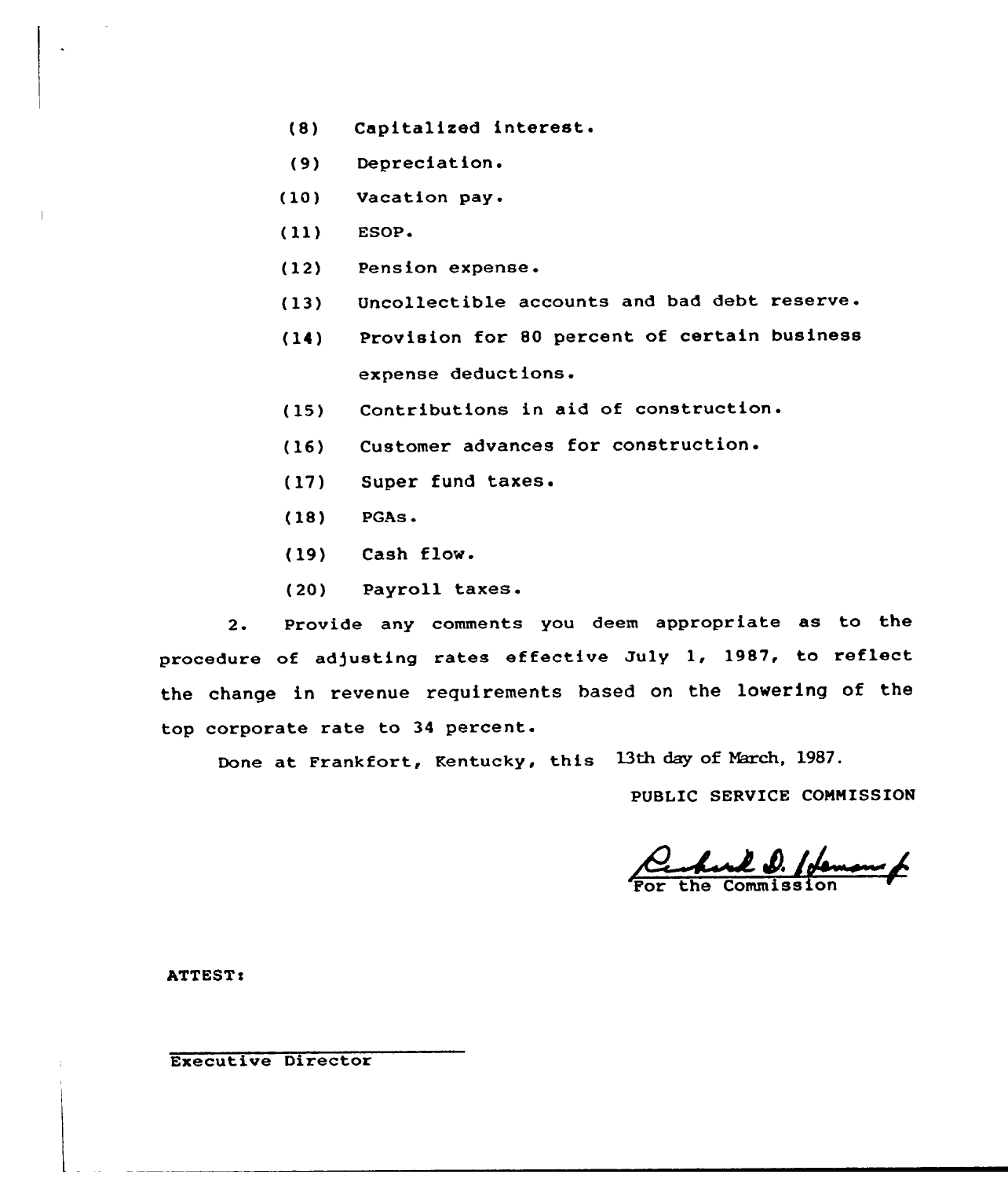(8) Capitalized interest.

(9) Depreciation.

(10) Vacation pay.

(11) ESOP.

(12) Pension expense.

(13) Uncollectible accounts and bad debt reserve.

(14) Provision for 80 percent of certain business expense deductions.

(15) Contributions in aid of construction.

(16) Customer advances for construction.

(17) Super fund taxes.

(18) PGAs.

(19) Cash flow.

(20) Payroll taxes.

2. Provide any comments you deem appropriate as to the procedure of adjusting rates effective July 1, 1987, to reflect the change in revenue requirements based on the lowering of the top corporate rate to 34 percent.

Done at Frankfort, Kentucky, this 13th day of March, 1987.

PUBLIC SERVICE COMMISSION

For the Commission

ATTEST:

Executive Director